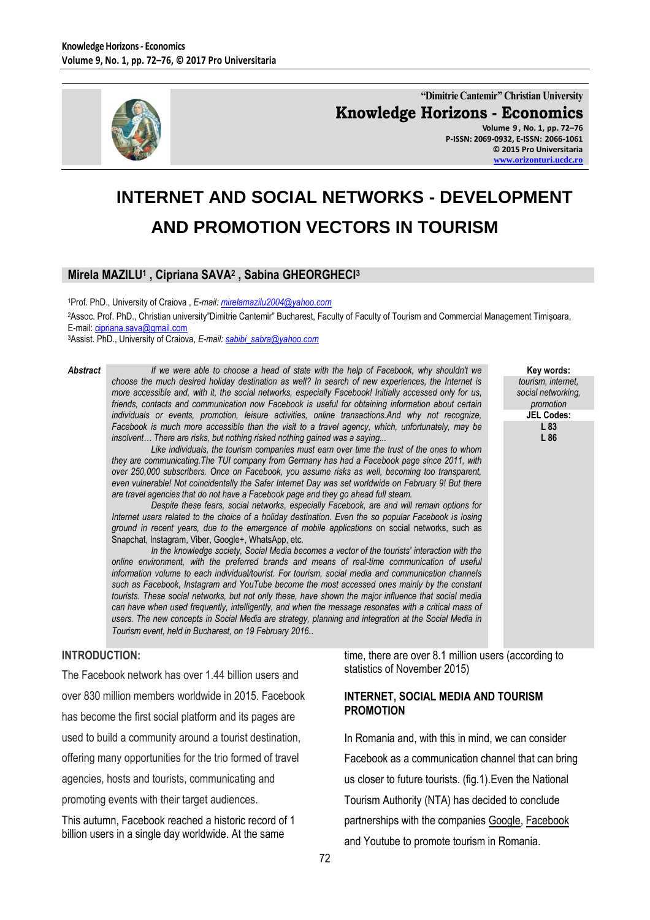# INTERNET AND SOCIAL NETWORKS - DEVELOPMENT AND PROMOTION VECTORS IN TOURISM

**Mirela MAZILU[1] , Cipriana SAVA[2] , Sabina GHEORGHECI[3]**

[1]Prof. PhD., University of Craiova , *E-mail: mirelamazilu2004@yahoo.com*

[2]Assoc. Prof. PhD., Christian university"Dimitrie Cantemir" Bucharest, Faculty of Faculty of Tourism and Commercial Management Timişoara, E-mail: cipriana.sava@gmail.com

[3]Assist. PhD., University of Craiova, *E-mail: sabibi_sabra@yahoo.com*

***Abstract***

*If we were able to choose a head of state with the help of Facebook, why shouldn't we choose the much desired holiday destination as well? In search of new experiences, the Internet is more accessible and, with it, the social networks, especially Facebook! Initially accessed only for us, friends, contacts and communication now Facebook is useful for obtaining information about certain individuals or events, promotion, leisure activities, online transactions.And why not recognize, Facebook is much more accessible than the visit to a travel agency, which, unfortunately, may be insolvent… There are risks, but nothing risked nothing gained was a saying...*

*Like individuals, the tourism companies must earn over time the trust of the ones to whom they are communicating.The TUI company from Germany has had a Facebook page since 2011, with over 250,000 subscribers. Once on Facebook, you assume risks as well, becoming too transparent, even vulnerable! Not coincidentally the Safer Internet Day was set worldwide on February 9! But there are travel agencies that do not have a Facebook page and they go ahead full steam.*

*Despite these fears, social networks, especially Facebook, are and will remain options for Internet users related to the choice of a holiday destination. Even the so popular Facebook is losing ground in recent years, due to the emergence of mobile applications* on social networks, such as Snapchat, Instagram, Viber, Google+, WhatsApp, etc.

*In the knowledge society, Social Media becomes a vector of the tourists' interaction with the online environment, with the preferred brands and means of real-time communication of useful information volume to each individual/tourist. For tourism, social media and communication channels such as Facebook, Instagram and YouTube become the most accessed ones mainly by the constant tourists. These social networks, but not only these, have shown the major influence that social media can have when used frequently, intelligently, and when the message resonates with a critical mass of users. The new concepts in Social Media are strategy, planning and integration at the Social Media in Tourism event, held in Bucharest, on 19 February 2016..*

**Key words:** *tourism, internet, social networking, promotion*

**JEL Codes:** L 83, L 86

## INTRODUCTION:

The Facebook network has over 1.44 billion users and over 830 million members worldwide in 2015. Facebook has become the first social platform and its pages are used to build a community around a tourist destination, offering many opportunities for the trio formed of travel agencies, hosts and tourists, communicating and promoting events with their target audiences.

This autumn, Facebook reached a historic record of 1 billion users in a single day worldwide. At the same time, there are over 8.1 million users (according to statistics of November 2015)

## INTERNET, SOCIAL MEDIA AND TOURISM PROMOTION

In Romania and, with this in mind, we can consider Facebook as a communication channel that can bring us closer to future tourists. (fig.1).Even the National Tourism Authority (NTA) has decided to conclude partnerships with the companies Google, Facebook and Youtube to promote tourism in Romania.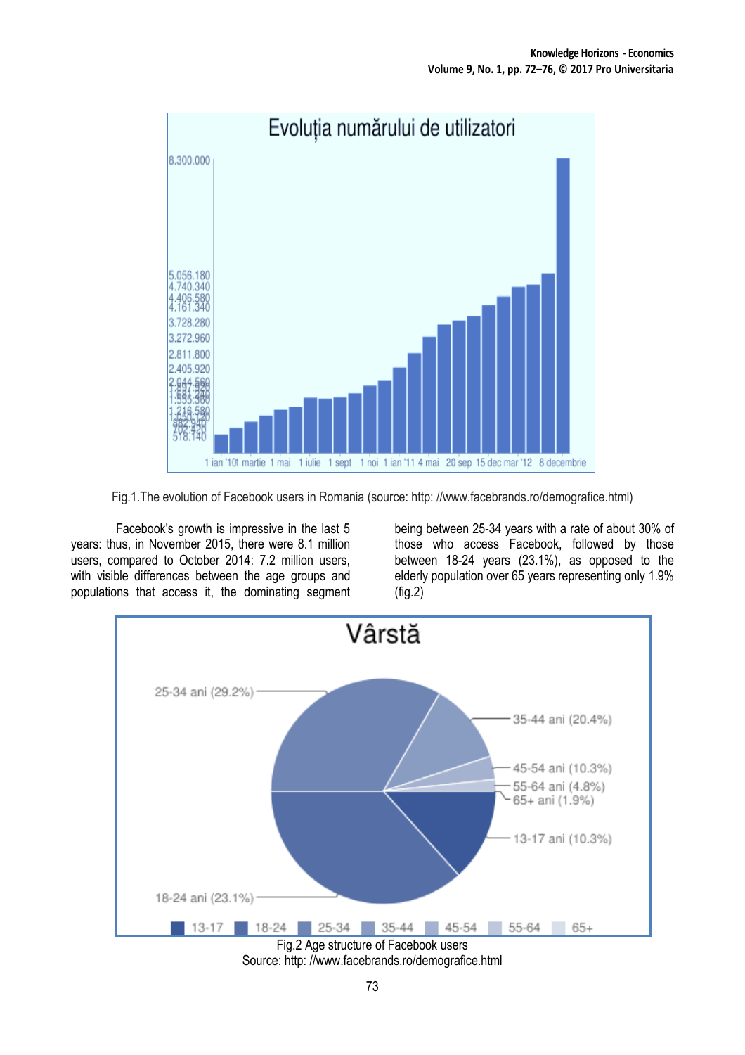Fig.1.The evolution of Facebook users in Romania (source: http: //www.facebrands.ro/demografice.html)

Facebook's growth is impressive in the last 5 years: thus, in November 2015, there were 8.1 million users, compared to October 2014: 7.2 million users, with visible differences between the age groups and populations that access it, the dominating segment being between 25-34 years with a rate of about 30% of those who access Facebook, followed by those between 18-24 years (23.1%), as opposed to the elderly population over 65 years representing only 1.9% (fig.2)

Fig.2 Age structure of Facebook users
Source: http: //www.facebrands.ro/demografice.html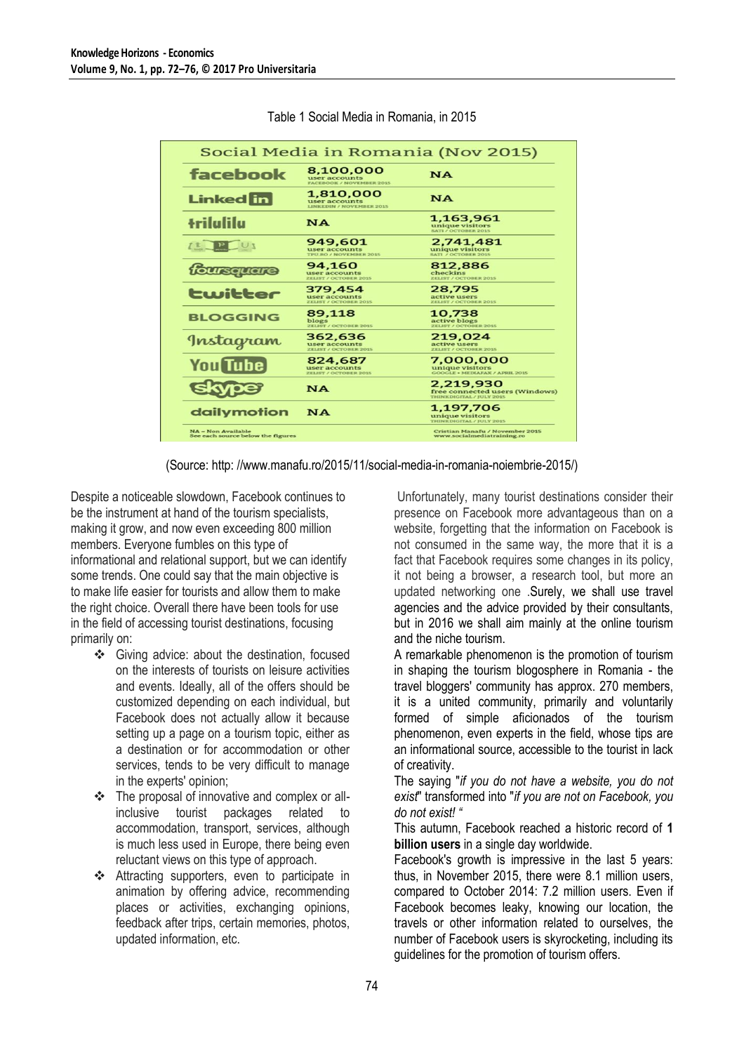Table 1 Social Media in Romania, in 2015

| Social Media in Romania (Nov 2015) | | |
|---|---|---|
| facebook | 8,100,000 user accounts FACEBOOK / NOVEMBER 2015 | NA |
| LinkedIn | 1,810,000 user accounts LINKEDIN / NOVEMBER 2015 | NA |
| trilulilu | NA | 1,163,961 unique visitors SATI / OCTOBER 2015 |
| TPU | 949,601 user accounts TPU.RO / NOVEMBER 2015 | 2,741,481 unique visitors SATI / OCTOBER 2015 |
| foursquare | 94,160 user accounts ZELIST / OCTOBER 2015 | 812,886 checkins ZELIST / OCTOBER 2015 |
| twitter | 379,454 user accounts ZELIST / OCTOBER 2015 | 28,795 active users ZELIST / OCTOBER 2015 |
| BLOGGING | 89,118 blogs ZELIST / OCTOBER 2015 | 10,738 active blogs ZELIST / OCTOBER 2015 |
| Instagram | 362,636 user accounts ZELIST / OCTOBER 2015 | 219,024 active users ZELIST / OCTOBER 2015 |
| YouTube | 824,687 user accounts ZELIST / OCTOBER 2015 | 7,000,000 unique visitors GOOGLE • MEDIAFAX / APRIL 2015 |
| skype | NA | 2,219,930 free connected users (Windows) THINKDIGITAL / JULY 2015 |
| dailymotion | NA | 1,197,706 unique visitors THINKDIGITAL / JULY 2015 |
| NA = Non Available. See each source below the figures | | Cristian Manafu / November 2015 www.socialmediatraining.ro |

(Source: http: //www.manafu.ro/2015/11/social-media-in-romania-noiembrie-2015/)

Despite a noticeable slowdown, Facebook continues to be the instrument at hand of the tourism specialists, making it grow, and now even exceeding 800 million members. Everyone fumbles on this type of informational and relational support, but we can identify some trends. One could say that the main objective is to make life easier for tourists and allow them to make the right choice. Overall there have been tools for use in the field of accessing tourist destinations, focusing primarily on:

- Giving advice: about the destination, focused on the interests of tourists on leisure activities and events. Ideally, all of the offers should be customized depending on each individual, but Facebook does not actually allow it because setting up a page on a tourism topic, either as a destination or for accommodation or other services, tends to be very difficult to manage in the experts' opinion;
- The proposal of innovative and complex or all-inclusive tourist packages related to accommodation, transport, services, although is much less used in Europe, there being even reluctant views on this type of approach.
- Attracting supporters, even to participate in animation by offering advice, recommending places or activities, exchanging opinions, feedback after trips, certain memories, photos, updated information, etc.

Unfortunately, many tourist destinations consider their presence on Facebook more advantageous than on a website, forgetting that the information on Facebook is not consumed in the same way, the more that it is a fact that Facebook requires some changes in its policy, it not being a browser, a research tool, but more an updated networking one .Surely, we shall use travel agencies and the advice provided by their consultants, but in 2016 we shall aim mainly at the online tourism and the niche tourism.

A remarkable phenomenon is the promotion of tourism in shaping the tourism blogosphere in Romania - the travel bloggers' community has approx. 270 members, it is a united community, primarily and voluntarily formed of simple aficionados of the tourism phenomenon, even experts in the field, whose tips are an informational source, accessible to the tourist in lack of creativity.

The saying "*if you do not have a website, you do not exist*" transformed into "*if you are not on Facebook, you do not exist! "*

This autumn, Facebook reached a historic record of **1 billion users** in a single day worldwide.

Facebook's growth is impressive in the last 5 years: thus, in November 2015, there were 8.1 million users, compared to October 2014: 7.2 million users. Even if Facebook becomes leaky, knowing our location, the travels or other information related to ourselves, the number of Facebook users is skyrocketing, including its guidelines for the promotion of tourism offers.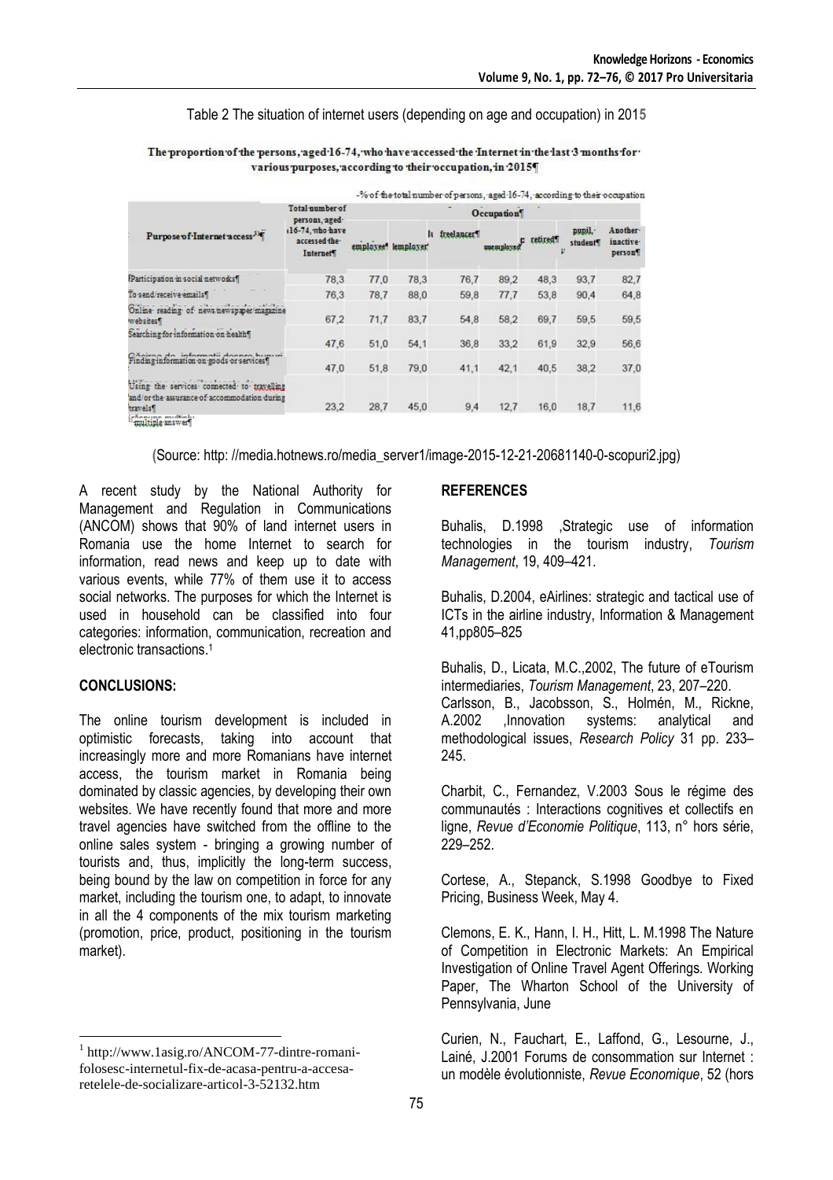Table 2 The situation of internet users (depending on age and occupation) in 2015

**The proportion of the persons, aged 16-74, who have accessed the Internet in the last 3 months for various purposes, according to their occupation, in 2015**

-% of the total number of persons, aged 16-74, according to their occupation

| Purpose of Internet access[1] | Total number of persons, aged 16-74, who have accessed the Internet | Occupation | | | | | | |
|---|---|---|---|---|---|---|---|---|
| | | employee | employer | freelancer | unemployed | retired | pupil, student | Another inactive person |
| Participation in social networks | 78,3 | 77,0 | 78,3 | 76,7 | 89,2 | 48,3 | 93,7 | 82,7 |
| To send/receive emails | 76,3 | 78,7 | 88,0 | 59,8 | 77,7 | 53,8 | 90,4 | 64,8 |
| Online reading of news/newspaper/magazine websites | 67,2 | 71,7 | 83,7 | 54,8 | 58,2 | 69,7 | 59,5 | 59,5 |
| Searching for information on health | 47,6 | 51,0 | 54,1 | 36,8 | 33,2 | 61,9 | 32,9 | 56,6 |
| Finding information on goods or services | 47,0 | 51,8 | 79,0 | 41,1 | 42,1 | 40,5 | 38,2 | 37,0 |
| Using the services connected to travelling and/or the assurance of accommodation during travels | 23,2 | 28,7 | 45,0 | 9,4 | 12,7 | 16,0 | 18,7 | 11,6 |

[1] multiple answer

(Source: http: //media.hotnews.ro/media_server1/image-2015-12-21-20681140-0-scopuri2.jpg)

A recent study by the National Authority for Management and Regulation in Communications (ANCOM) shows that 90% of land internet users in Romania use the home Internet to search for information, read news and keep up to date with various events, while 77% of them use it to access social networks. The purposes for which the Internet is used in household can be classified into four categories: information, communication, recreation and electronic transactions.[1]

## CONCLUSIONS:

The online tourism development is included in optimistic forecasts, taking into account that increasingly more and more Romanians have internet access, the tourism market in Romania being dominated by classic agencies, by developing their own websites. We have recently found that more and more travel agencies have switched from the offline to the online sales system - bringing a growing number of tourists and, thus, implicitly the long-term success, being bound by the law on competition in force for any market, including the tourism one, to adapt, to innovate in all the 4 components of the mix tourism marketing (promotion, price, product, positioning in the tourism market).

[1] http://www.1asig.ro/ANCOM-77-dintre-romani-folosesc-internetul-fix-de-acasa-pentru-a-accesa-retelele-de-socializare-articol-3-52132.htm

## REFERENCES

Buhalis, D.1998 ,Strategic use of information technologies in the tourism industry, *Tourism Management*, 19, 409–421.

Buhalis, D.2004, eAirlines: strategic and tactical use of ICTs in the airline industry, Information & Management 41,pp805–825

Buhalis, D., Licata, M.C.,2002, The future of eTourism intermediaries, *Tourism Management*, 23, 207–220.

Carlsson, B., Jacobsson, S., Holmén, M., Rickne, A.2002 ,Innovation systems: analytical and methodological issues, *Research Policy* 31 pp. 233–245.

Charbit, C., Fernandez, V.2003 Sous le régime des communautés : Interactions cognitives et collectifs en ligne, *Revue d'Economie Politique*, 113, n° hors série, 229–252.

Cortese, A., Stepanck, S.1998 Goodbye to Fixed Pricing, Business Week, May 4.

Clemons, E. K., Hann, I. H., Hitt, L. M.1998 The Nature of Competition in Electronic Markets: An Empirical Investigation of Online Travel Agent Offerings. Working Paper, The Wharton School of the University of Pennsylvania, June

Curien, N., Fauchart, E., Laffond, G., Lesourne, J., Lainé, J.2001 Forums de consommation sur Internet : un modèle évolutionniste, *Revue Economique*, 52 (hors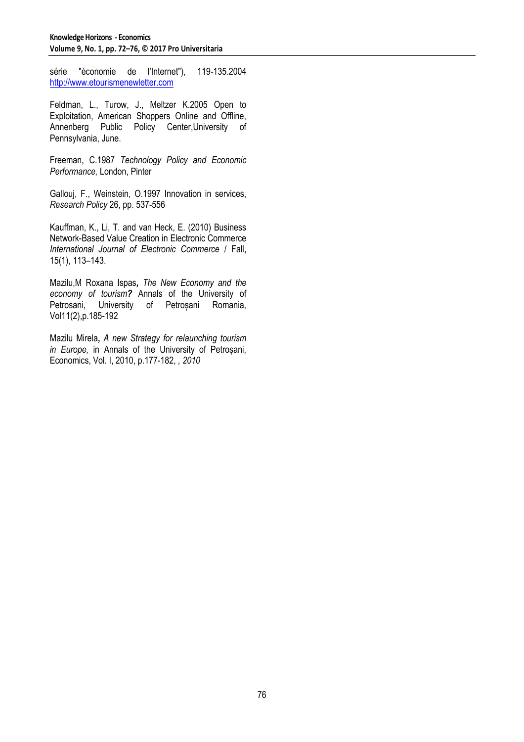série "économie de l'Internet"), 119-135.2004 http://www.etourismenewletter.com

Feldman, L., Turow, J., Meltzer K.2005 Open to Exploitation, American Shoppers Online and Offline, Annenberg Public Policy Center,University of Pennsylvania, June.

Freeman, C.1987 *Technology Policy and Economic Performance,* London, Pinter

Gallouj, F., Weinstein, O.1997 Innovation in services, *Research Policy* 26, pp. 537-556

Kauffman, K., Li, T. and van Heck, E. (2010) Business Network-Based Value Creation in Electronic Commerce *International Journal of Electronic Commerce* / Fall, 15(1), 113–143.

Mazilu,M Roxana Ispas**,** *The New Economy and the economy of tourism***?** Annals of the University of Petrosani, University of Petroșani Romania, Vol11(2),p.185-192

Mazilu Mirela**,** *A new Strategy for relaunching tourism in Europe,* in Annals of the University of Petroșani, Economics, Vol. I, 2010, p.177-182, *, 2010*